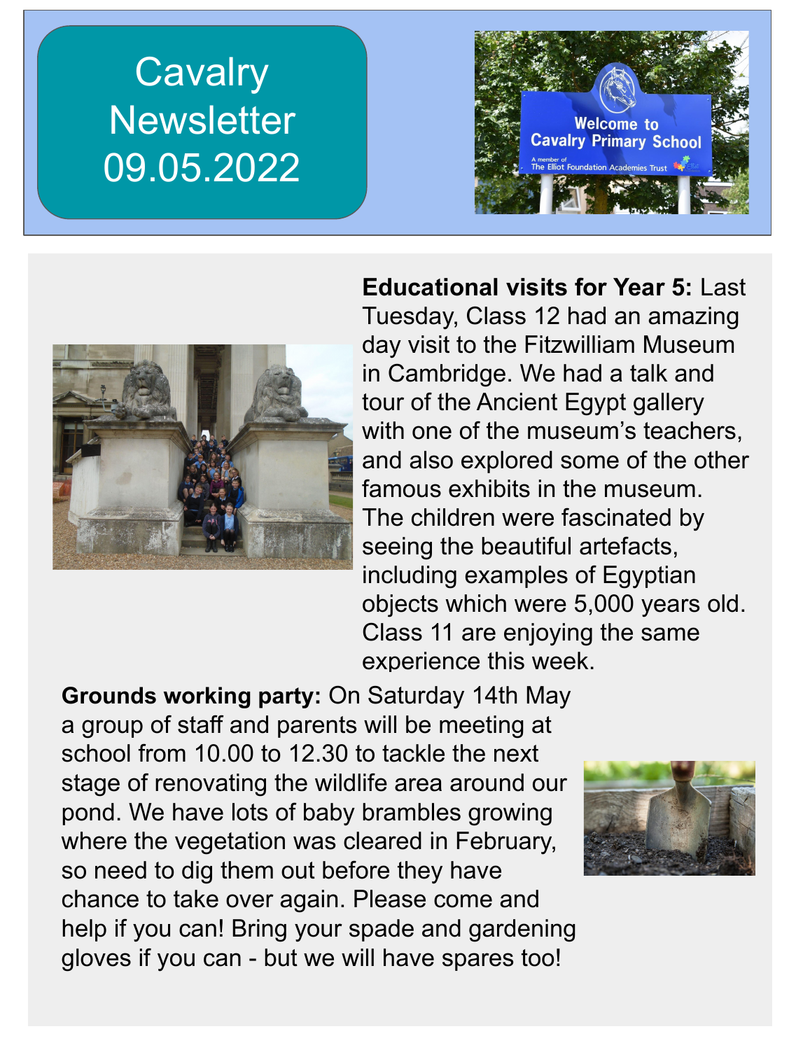# Cavalry Newsletter 09.05.2022

**Educational visits for Year 5:** Last Tuesday, Class 12 had an amazing day visit to the Fitzwilliam Museum in Cambridge. We had a talk and tour of the Ancient Egypt gallery with one of the museum's teachers, and also explored some of the other famous exhibits in the museum. The children were fascinated by seeing the beautiful artefacts, including examples of Egyptian objects which were 5,000 years old. Class 11 are enjoying the same experience this week.

**Grounds working party:** On Saturday 14th May a group of staff and parents will be meeting at school from 10.00 to 12.30 to tackle the next stage of renovating the wildlife area around our pond. We have lots of baby brambles growing where the vegetation was cleared in February, so need to dig them out before they have chance to take over again. Please come and help if you can! Bring your spade and gardening gloves if you can - but we will have spares too!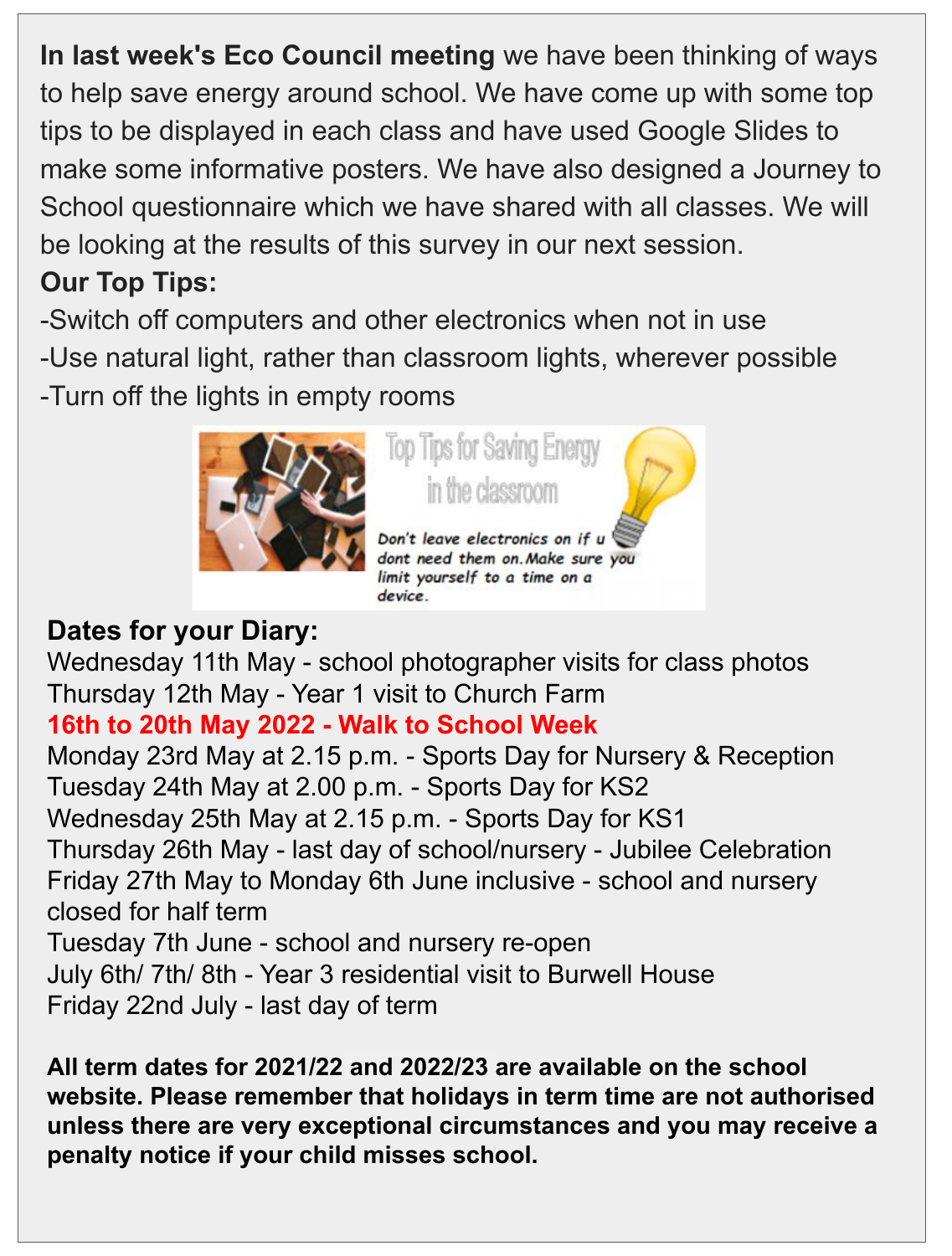**In last week's Eco Council meeting** we have been thinking of ways to help save energy around school. We have come up with some top tips to be displayed in each class and have used Google Slides to make some informative posters. We have also designed a Journey to School questionnaire which we have shared with all classes. We will be looking at the results of this survey in our next session.

**Our Top Tips:**

-Switch off computers and other electronics when not in use
-Use natural light, rather than classroom lights, wherever possible
-Turn off the lights in empty rooms

Top Tips for Saving Energy in the classroom

Don't leave electronics on if u dont need them on. Make sure you limit yourself to a time on a device.

**Dates for your Diary:**

Wednesday 11th May - school photographer visits for class photos
Thursday 12th May - Year 1 visit to Church Farm
**16th to 20th May 2022 - Walk to School Week**
Monday 23rd May at 2.15 p.m. - Sports Day for Nursery & Reception
Tuesday 24th May at 2.00 p.m. - Sports Day for KS2
Wednesday 25th May at 2.15 p.m. - Sports Day for KS1
Thursday 26th May - last day of school/nursery - Jubilee Celebration
Friday 27th May to Monday 6th June inclusive - school and nursery closed for half term
Tuesday 7th June - school and nursery re-open
July 6th/ 7th/ 8th - Year 3 residential visit to Burwell House
Friday 22nd July - last day of term

**All term dates for 2021/22 and 2022/23 are available on the school website. Please remember that holidays in term time are not authorised unless there are very exceptional circumstances and you may receive a penalty notice if your child misses school.**